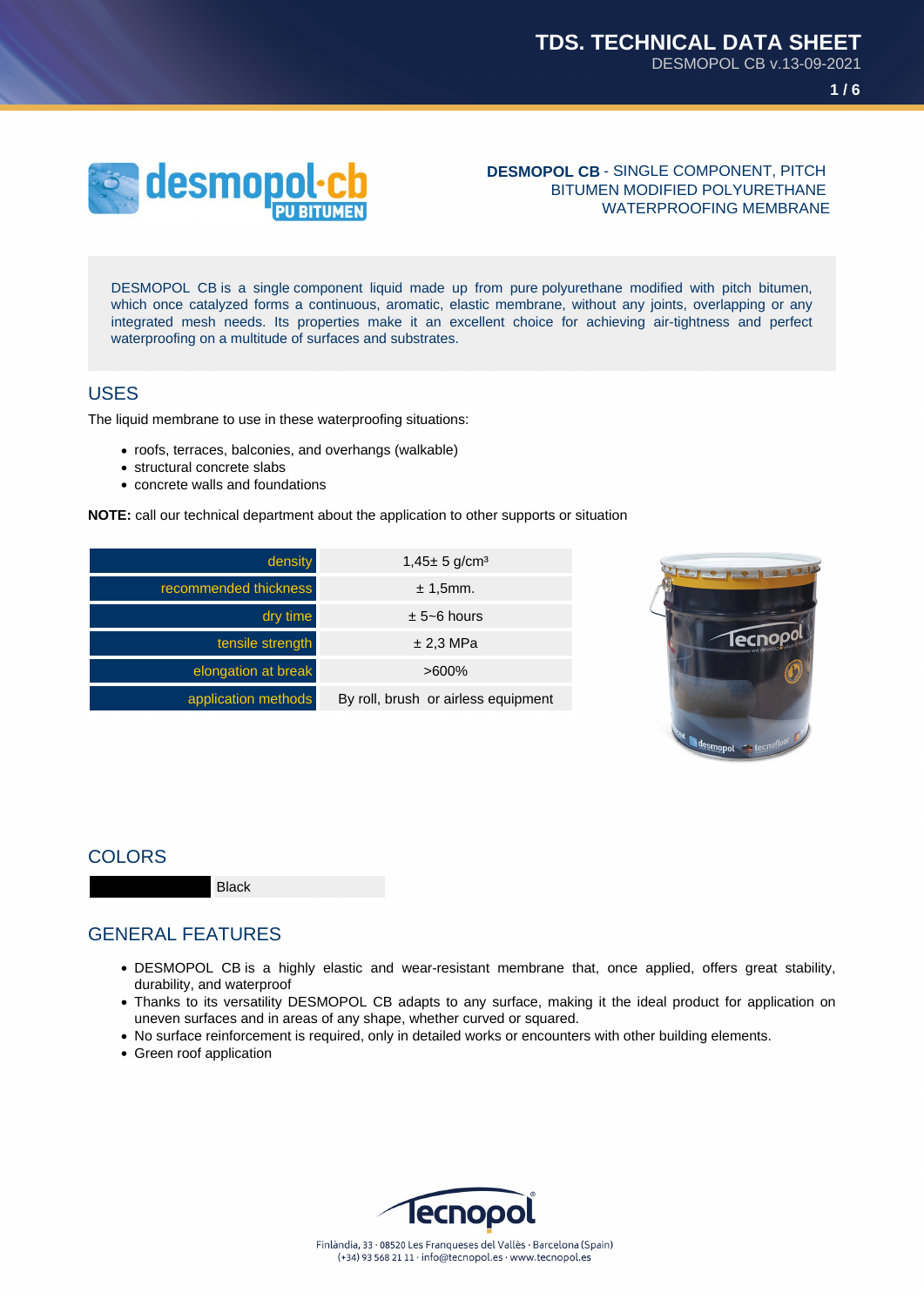**DESMOPOL CB** - SINGLE COMPONENT, PITCH BITUMEN MODIFIED POLYURETHANE WATERPROOFING MEMBRANE

DESMOPOL CB is a single component liquid made up from pure polyurethane modified with pitch bitumen, which once catalyzed forms a continuous, aromatic, elastic membrane, without any joints, overlapping or any integrated mesh needs. Its properties make it an excellent choice for achieving air-tightness and perfect waterproofing on a multitude of surfaces and substrates.

## USES

The liquid membrane to use in these waterproofing situations:

- roofs, terraces, balconies, and overhangs (walkable)
- structural concrete slabs
- concrete walls and foundations

**NOTE:** call our technical department about the application to other supports or situation

| Property | Value |
|---|---|
| density | 1,45± 5 g/cm³ |
| recommended thickness | ± 1,5mm. |
| dry time | ± 5~6 hours |
| tensile strength | ± 2,3 MPa |
| elongation at break | >600% |
| application methods | By roll, brush or airless equipment |

## COLORS

| | Black |
|---|---|

## GENERAL FEATURES

- DESMOPOL CB is a highly elastic and wear-resistant membrane that, once applied, offers great stability, durability, and waterproof
- Thanks to its versatility DESMOPOL CB adapts to any surface, making it the ideal product for application on uneven surfaces and in areas of any shape, whether curved or squared.
- No surface reinforcement is required, only in detailed works or encounters with other building elements.
- Green roof application

Finlàndia, 33 · 08520 Les Franqueses del Vallès · Barcelona (Spain)
(+34) 93 568 21 11 · info@tecnopol.es · www.tecnopol.es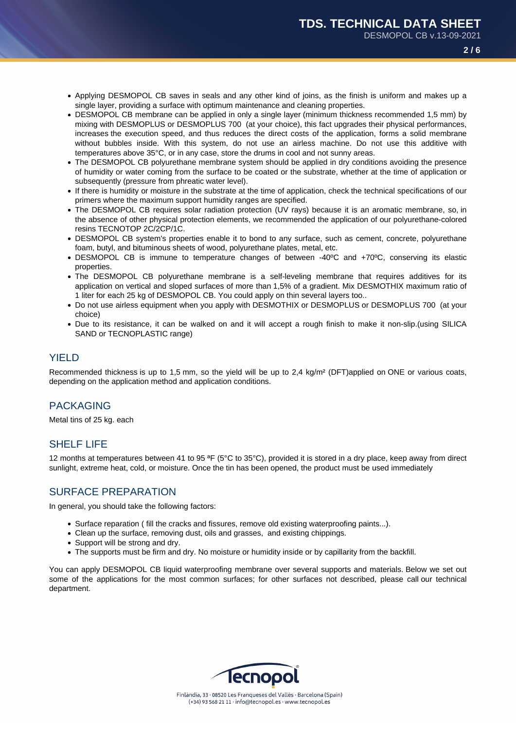- Applying DESMOPOL CB saves in seals and any other kind of joins, as the finish is uniform and makes up a single layer, providing a surface with optimum maintenance and cleaning properties.
- DESMOPOL CB membrane can be applied in only a single layer (minimum thickness recommended 1,5 mm) by mixing with DESMOPLUS or DESMOPLUS 700 (at your choice), this fact upgrades their physical performances, increases the execution speed, and thus reduces the direct costs of the application, forms a solid membrane without bubbles inside. With this system, do not use an airless machine. Do not use this additive with temperatures above 35°C, or in any case, store the drums in cool and not sunny areas.
- The DESMOPOL CB polyurethane membrane system should be applied in dry conditions avoiding the presence of humidity or water coming from the surface to be coated or the substrate, whether at the time of application or subsequently (pressure from phreatic water level).
- If there is humidity or moisture in the substrate at the time of application, check the technical specifications of our primers where the maximum support humidity ranges are specified.
- The DESMOPOL CB requires solar radiation protection (UV rays) because it is an aromatic membrane, so, in the absence of other physical protection elements, we recommended the application of our polyurethane-colored resins TECNOTOP 2C/2CP/1C.
- DESMOPOL CB system's properties enable it to bond to any surface, such as cement, concrete, polyurethane foam, butyl, and bituminous sheets of wood, polyurethane plates, metal, etc.
- DESMOPOL CB is immune to temperature changes of between -40ºC and +70ºC, conserving its elastic properties.
- The DESMOPOL CB polyurethane membrane is a self-leveling membrane that requires additives for its application on vertical and sloped surfaces of more than 1,5% of a gradient. Mix DESMOTHIX maximum ratio of 1 liter for each 25 kg of DESMOPOL CB. You could apply on thin several layers too..
- Do not use airless equipment when you apply with DESMOTHIX or DESMOPLUS or DESMOPLUS 700 (at your choice)
- Due to its resistance, it can be walked on and it will accept a rough finish to make it non-slip.(using SILICA SAND or TECNOPLASTIC range)

## YIELD

Recommended thickness is up to 1,5 mm, so the yield will be up to 2,4 kg/m² (DFT)applied on ONE or various coats, depending on the application method and application conditions.

## PACKAGING

Metal tins of 25 kg. each

## SHELF LIFE

12 months at temperatures between 41 to 95 ªF (5°C to 35°C), provided it is stored in a dry place, keep away from direct sunlight, extreme heat, cold, or moisture. Once the tin has been opened, the product must be used immediately

## SURFACE PREPARATION

In general, you should take the following factors:

- Surface reparation ( fill the cracks and fissures, remove old existing waterproofing paints...).
- Clean up the surface, removing dust, oils and grasses, and existing chippings.
- Support will be strong and dry.
- The supports must be firm and dry. No moisture or humidity inside or by capillarity from the backfill.

You can apply DESMOPOL CB liquid waterproofing membrane over several supports and materials. Below we set out some of the applications for the most common surfaces; for other surfaces not described, please call our technical department.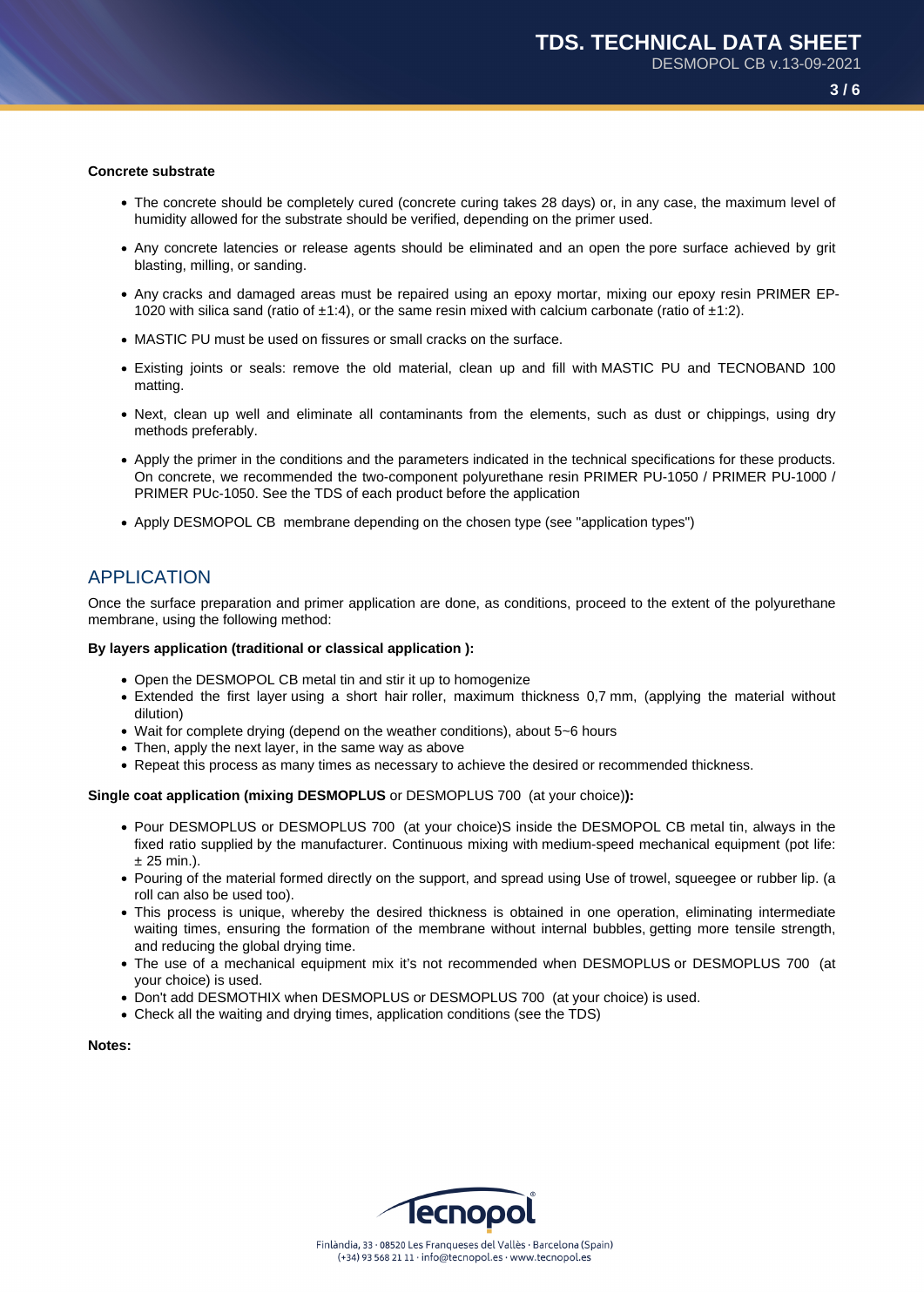**Concrete substrate**

- The concrete should be completely cured (concrete curing takes 28 days) or, in any case, the maximum level of humidity allowed for the substrate should be verified, depending on the primer used.
- Any concrete latencies or release agents should be eliminated and an open the pore surface achieved by grit blasting, milling, or sanding.
- Any cracks and damaged areas must be repaired using an epoxy mortar, mixing our epoxy resin PRIMER EP-1020 with silica sand (ratio of ±1:4), or the same resin mixed with calcium carbonate (ratio of ±1:2).
- MASTIC PU must be used on fissures or small cracks on the surface.
- Existing joints or seals: remove the old material, clean up and fill with MASTIC PU and TECNOBAND 100 matting.
- Next, clean up well and eliminate all contaminants from the elements, such as dust or chippings, using dry methods preferably.
- Apply the primer in the conditions and the parameters indicated in the technical specifications for these products. On concrete, we recommended the two-component polyurethane resin PRIMER PU-1050 / PRIMER PU-1000 / PRIMER PUc-1050. See the TDS of each product before the application
- Apply DESMOPOL CB membrane depending on the chosen type (see "application types")

## APPLICATION

Once the surface preparation and primer application are done, as conditions, proceed to the extent of the polyurethane membrane, using the following method:

**By layers application (traditional or classical application ):**

- Open the DESMOPOL CB metal tin and stir it up to homogenize
- Extended the first layer using a short hair roller, maximum thickness 0,7 mm, (applying the material without dilution)
- Wait for complete drying (depend on the weather conditions), about 5~6 hours
- Then, apply the next layer, in the same way as above
- Repeat this process as many times as necessary to achieve the desired or recommended thickness.

**Single coat application (mixing DESMOPLUS** or DESMOPLUS 700 (at your choice)**):**

- Pour DESMOPLUS or DESMOPLUS 700 (at your choice)S inside the DESMOPOL CB metal tin, always in the fixed ratio supplied by the manufacturer. Continuous mixing with medium-speed mechanical equipment (pot life: ± 25 min.).
- Pouring of the material formed directly on the support, and spread using Use of trowel, squeegee or rubber lip. (a roll can also be used too).
- This process is unique, whereby the desired thickness is obtained in one operation, eliminating intermediate waiting times, ensuring the formation of the membrane without internal bubbles, getting more tensile strength, and reducing the global drying time.
- The use of a mechanical equipment mix it's not recommended when DESMOPLUS or DESMOPLUS 700 (at your choice) is used.
- Don't add DESMOTHIX when DESMOPLUS or DESMOPLUS 700 (at your choice) is used.
- Check all the waiting and drying times, application conditions (see the TDS)

**Notes:**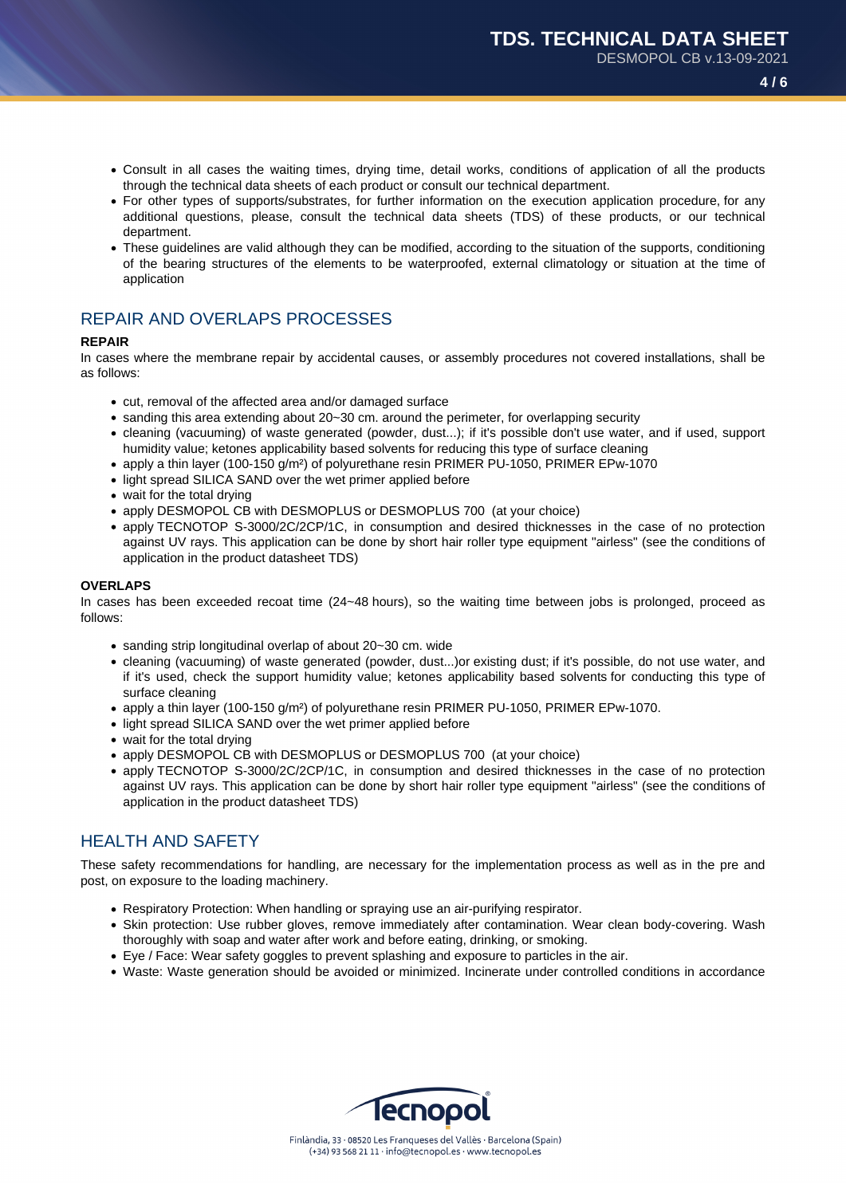- Consult in all cases the waiting times, drying time, detail works, conditions of application of all the products through the technical data sheets of each product or consult our technical department.
- For other types of supports/substrates, for further information on the execution application procedure, for any additional questions, please, consult the technical data sheets (TDS) of these products, or our technical department.
- These guidelines are valid although they can be modified, according to the situation of the supports, conditioning of the bearing structures of the elements to be waterproofed, external climatology or situation at the time of application

## REPAIR AND OVERLAPS PROCESSES

**REPAIR**

In cases where the membrane repair by accidental causes, or assembly procedures not covered installations, shall be as follows:

- cut, removal of the affected area and/or damaged surface
- sanding this area extending about 20~30 cm. around the perimeter, for overlapping security
- cleaning (vacuuming) of waste generated (powder, dust...); if it's possible don't use water, and if used, support humidity value; ketones applicability based solvents for reducing this type of surface cleaning
- apply a thin layer (100-150 g/m²) of polyurethane resin PRIMER PU-1050, PRIMER EPw-1070
- light spread SILICA SAND over the wet primer applied before
- wait for the total drying
- apply DESMOPOL CB with DESMOPLUS or DESMOPLUS 700 (at your choice)
- apply TECNOTOP S-3000/2C/2CP/1C, in consumption and desired thicknesses in the case of no protection against UV rays. This application can be done by short hair roller type equipment "airless" (see the conditions of application in the product datasheet TDS)

**OVERLAPS**

In cases has been exceeded recoat time (24~48 hours), so the waiting time between jobs is prolonged, proceed as follows:

- sanding strip longitudinal overlap of about 20~30 cm. wide
- cleaning (vacuuming) of waste generated (powder, dust...)or existing dust; if it's possible, do not use water, and if it's used, check the support humidity value; ketones applicability based solvents for conducting this type of surface cleaning
- apply a thin layer (100-150 g/m²) of polyurethane resin PRIMER PU-1050, PRIMER EPw-1070.
- light spread SILICA SAND over the wet primer applied before
- wait for the total drying
- apply DESMOPOL CB with DESMOPLUS or DESMOPLUS 700 (at your choice)
- apply TECNOTOP S-3000/2C/2CP/1C, in consumption and desired thicknesses in the case of no protection against UV rays. This application can be done by short hair roller type equipment "airless" (see the conditions of application in the product datasheet TDS)

## HEALTH AND SAFETY

These safety recommendations for handling, are necessary for the implementation process as well as in the pre and post, on exposure to the loading machinery.

- Respiratory Protection: When handling or spraying use an air-purifying respirator.
- Skin protection: Use rubber gloves, remove immediately after contamination. Wear clean body-covering. Wash thoroughly with soap and water after work and before eating, drinking, or smoking.
- Eye / Face: Wear safety goggles to prevent splashing and exposure to particles in the air.
- Waste: Waste generation should be avoided or minimized. Incinerate under controlled conditions in accordance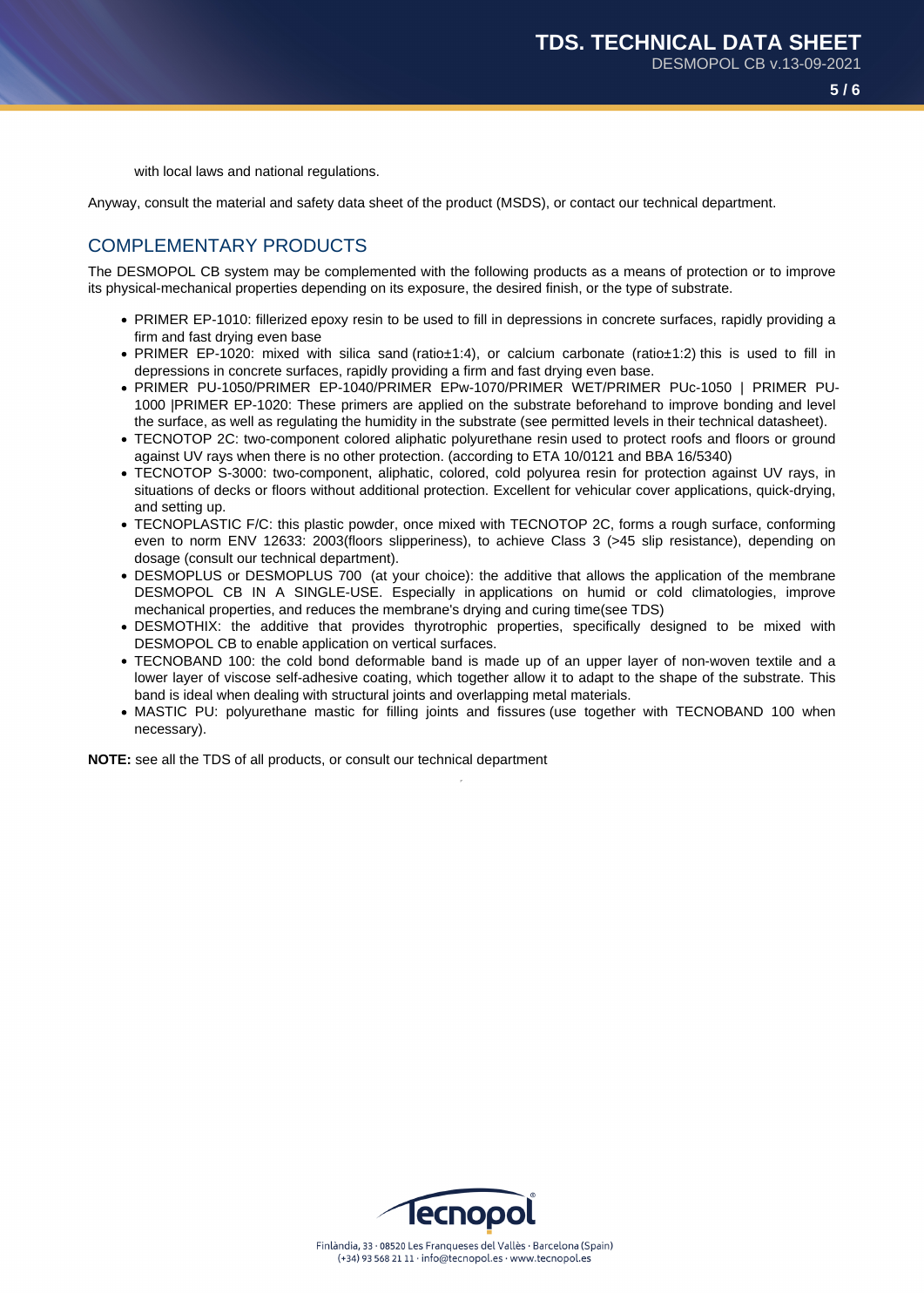with local laws and national regulations.

Anyway, consult the material and safety data sheet of the product (MSDS), or contact our technical department.

## COMPLEMENTARY PRODUCTS

The DESMOPOL CB system may be complemented with the following products as a means of protection or to improve its physical-mechanical properties depending on its exposure, the desired finish, or the type of substrate.

- PRIMER EP-1010: fillerized epoxy resin to be used to fill in depressions in concrete surfaces, rapidly providing a firm and fast drying even base
- PRIMER EP-1020: mixed with silica sand (ratio±1:4), or calcium carbonate (ratio±1:2) this is used to fill in depressions in concrete surfaces, rapidly providing a firm and fast drying even base.
- PRIMER PU-1050/PRIMER EP-1040/PRIMER EPw-1070/PRIMER WET/PRIMER PUc-1050 | PRIMER PU-1000 |PRIMER EP-1020: These primers are applied on the substrate beforehand to improve bonding and level the surface, as well as regulating the humidity in the substrate (see permitted levels in their technical datasheet).
- TECNOTOP 2C: two-component colored aliphatic polyurethane resin used to protect roofs and floors or ground against UV rays when there is no other protection. (according to ETA 10/0121 and BBA 16/5340)
- TECNOTOP S-3000: two-component, aliphatic, colored, cold polyurea resin for protection against UV rays, in situations of decks or floors without additional protection. Excellent for vehicular cover applications, quick-drying, and setting up.
- TECNOPLASTIC F/C: this plastic powder, once mixed with TECNOTOP 2C, forms a rough surface, conforming even to norm ENV 12633: 2003(floors slipperiness), to achieve Class 3 (>45 slip resistance), depending on dosage (consult our technical department).
- DESMOPLUS or DESMOPLUS 700 (at your choice): the additive that allows the application of the membrane DESMOPOL CB IN A SINGLE-USE. Especially in applications on humid or cold climatologies, improve mechanical properties, and reduces the membrane's drying and curing time(see TDS)
- DESMOTHIX: the additive that provides thyrotrophic properties, specifically designed to be mixed with DESMOPOL CB to enable application on vertical surfaces.
- TECNOBAND 100: the cold bond deformable band is made up of an upper layer of non-woven textile and a lower layer of viscose self-adhesive coating, which together allow it to adapt to the shape of the substrate. This band is ideal when dealing with structural joints and overlapping metal materials.
- MASTIC PU: polyurethane mastic for filling joints and fissures (use together with TECNOBAND 100 when necessary).

**NOTE:** see all the TDS of all products, or consult our technical department

Finlàndia, 33 · 08520 Les Franqueses del Vallès · Barcelona (Spain)
(+34) 93 568 21 11 · info@tecnopol.es · www.tecnopol.es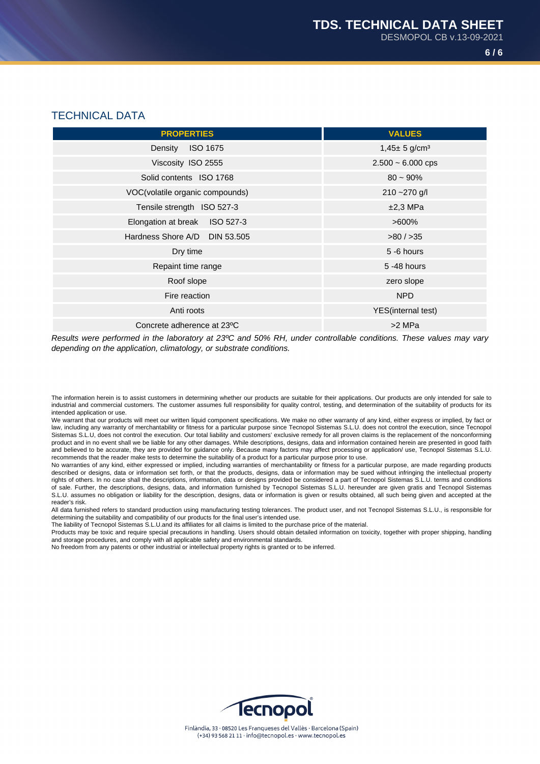## TECHNICAL DATA

| PROPERTIES | VALUES |
|---|---|
| Density ISO 1675 | 1,45± 5 g/cm³ |
| Viscosity ISO 2555 | 2.500 ~ 6.000 cps |
| Solid contents ISO 1768 | 80 ~ 90% |
| VOC(volatile organic compounds) | 210 ~270 g/l |
| Tensile strength ISO 527-3 | ±2,3 MPa |
| Elongation at break ISO 527-3 | >600% |
| Hardness Shore A/D DIN 53.505 | >80 / >35 |
| Dry time | 5 -6 hours |
| Repaint time range | 5 -48 hours |
| Roof slope | zero slope |
| Fire reaction | NPD |
| Anti roots | YES(internal test) |
| Concrete adherence at 23ºC | >2 MPa |

*Results were performed in the laboratory at 23ºC and 50% RH, under controllable conditions. These values may vary depending on the application, climatology, or substrate conditions.*

The information herein is to assist customers in determining whether our products are suitable for their applications. Our products are only intended for sale to industrial and commercial customers. The customer assumes full responsibility for quality control, testing, and determination of the suitability of products for its intended application or use.

We warrant that our products will meet our written liquid component specifications. We make no other warranty of any kind, either express or implied, by fact or law, including any warranty of merchantability or fitness for a particular purpose since Tecnopol Sistemas S.L.U. does not control the execution, since Tecnopol Sistemas S.L.U, does not control the execution. Our total liability and customers' exclusive remedy for all proven claims is the replacement of the nonconforming product and in no event shall we be liable for any other damages. While descriptions, designs, data and information contained herein are presented in good faith and believed to be accurate, they are provided for guidance only. Because many factors may affect processing or application/ use, Tecnopol Sistemas S.L.U. recommends that the reader make tests to determine the suitability of a product for a particular purpose prior to use.

No warranties of any kind, either expressed or implied, including warranties of merchantability or fitness for a particular purpose, are made regarding products described or designs, data or information set forth, or that the products, designs, data or information may be sued without infringing the intellectual property rights of others. In no case shall the descriptions, information, data or designs provided be considered a part of Tecnopol Sistemas S.L.U. terms and conditions of sale. Further, the descriptions, designs, data, and information furnished by Tecnopol Sistemas S.L.U. hereunder are given gratis and Tecnopol Sistemas S.L.U. assumes no obligation or liability for the description, designs, data or information is given or results obtained, all such being given and accepted at the reader's risk.

All data furnished refers to standard production using manufacturing testing tolerances. The product user, and not Tecnopol Sistemas S.L.U., is responsible for determining the suitability and compatibility of our products for the final user's intended use.

The liability of Tecnopol Sistemas S.L.U.and its affiliates for all claims is limited to the purchase price of the material.

Products may be toxic and require special precautions in handling. Users should obtain detailed information on toxicity, together with proper shipping, handling and storage procedures, and comply with all applicable safety and environmental standards.

No freedom from any patents or other industrial or intellectual property rights is granted or to be inferred.

Tecnopol

Finlàndia, 33 · 08520 Les Franqueses del Vallès · Barcelona (Spain)
(+34) 93 568 21 11 · info@tecnopol.es · www.tecnopol.es